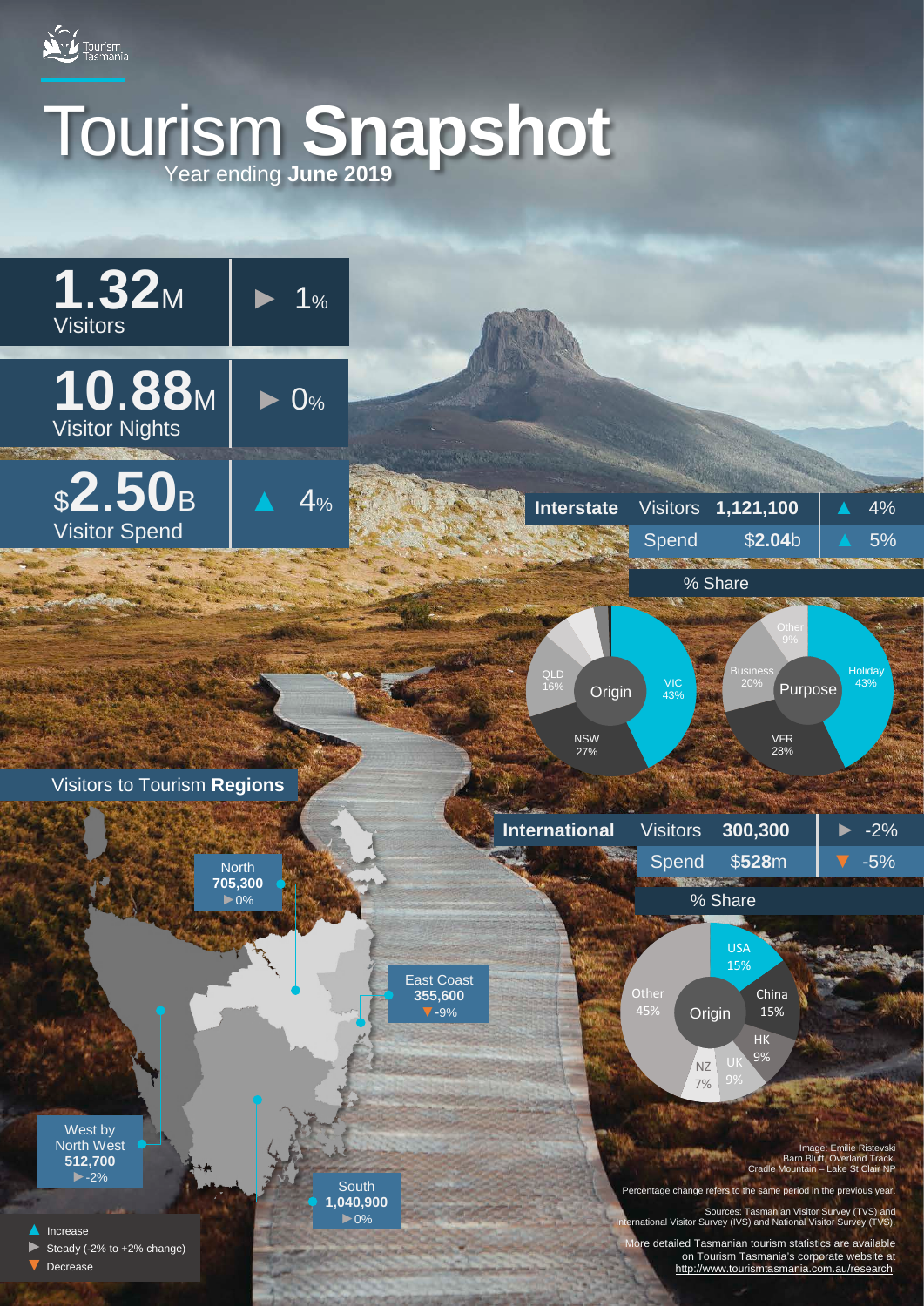Tourism Tasmania

# Tourism **Snapshot**

Year ending **June 2019**

| Measure | Value | Change |
|---|---|---|
| Visitors | **1.32**M | ► 1% |
| Visitor Nights | **10.88**M | ► 0% |
| Visitor Spend | $**2.50**B | ▲ 4% |

## Interstate

| | | Change |
|---|---|---|
| Visitors | **1,121,100** | ▲ 4% |
| Spend | $**2.04**b | ▲ 5% |

**% Share**

Origin: VIC 43%, NSW 27%, QLD 16%

Purpose: Holiday 43%, VFR 28%, Business 20%, Other 9%

## International

| | | Change |
|---|---|---|
| Visitors | **300,300** | ► -2% |
| Spend | $**528**m | ▼ -5% |

**% Share**

Origin: USA 15%, China 15%, HK 9%, UK 9%, NZ 7%, Other 45%

## Visitors to Tourism **Regions**

| Region | Visitors | Change |
|---|---|---|
| North | **705,300** | ► 0% |
| East Coast | **355,600** | ▼ -9% |
| West by North West | **512,700** | ► -2% |
| South | **1,040,900** | ► 0% |

▲ Increase
► Steady (-2% to +2% change)
▼ Decrease

Image: Emilie Ristevski
Barn Bluff, Overland Track,
Cradle Mountain – Lake St Clair NP

Percentage change refers to the same period in the previous year.

Sources: Tasmanian Visitor Survey (TVS) and International Visitor Survey (IVS) and National Visitor Survey (TVS).

More detailed Tasmanian tourism statistics are available on Tourism Tasmania's corporate website at http://www.tourismtasmania.com.au/research.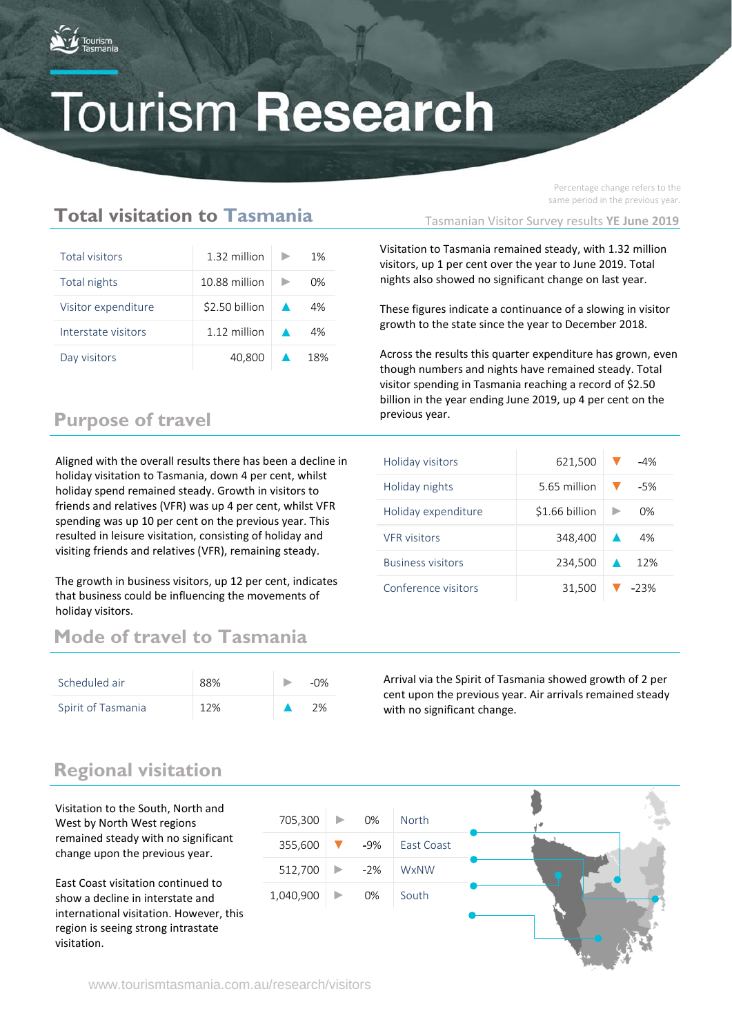# Tourism Research

Percentage change refers to the same period in the previous year.

## Total visitation to Tasmania

Tasmanian Visitor Survey results **YE June 2019**

| | | | |
|---|---|---|---|
| Total visitors | 1.32 million | ▶ | 1% |
| Total nights | 10.88 million | ▶ | 0% |
| Visitor expenditure | $2.50 billion | ▲ | 4% |
| Interstate visitors | 1.12 million | ▲ | 4% |
| Day visitors | 40,800 | ▲ | 18% |

Visitation to Tasmania remained steady, with 1.32 million visitors, up 1 per cent over the year to June 2019. Total nights also showed no significant change on last year.

These figures indicate a continuance of a slowing in visitor growth to the state since the year to December 2018.

Across the results this quarter expenditure has grown, even though numbers and nights have remained steady. Total visitor spending in Tasmania reaching a record of $2.50 billion in the year ending June 2019, up 4 per cent on the previous year.

## Purpose of travel

Aligned with the overall results there has been a decline in holiday visitation to Tasmania, down 4 per cent, whilst holiday spend remained steady. Growth in visitors to friends and relatives (VFR) was up 4 per cent, whilst VFR spending was up 10 per cent on the previous year. This resulted in leisure visitation, consisting of holiday and visiting friends and relatives (VFR), remaining steady.

The growth in business visitors, up 12 per cent, indicates that business could be influencing the movements of holiday visitors.

| | | | |
|---|---|---|---|
| Holiday visitors | 621,500 | ▼ | -4% |
| Holiday nights | 5.65 million | ▼ | -5% |
| Holiday expenditure | $1.66 billion | ▶ | 0% |
| VFR visitors | 348,400 | ▲ | 4% |
| Business visitors | 234,500 | ▲ | 12% |
| Conference visitors | 31,500 | ▼ | -23% |

## Mode of travel to Tasmania

| | | | |
|---|---|---|---|
| Scheduled air | 88% | ▶ | -0% |
| Spirit of Tasmania | 12% | ▲ | 2% |

Arrival via the Spirit of Tasmania showed growth of 2 per cent upon the previous year. Air arrivals remained steady with no significant change.

## Regional visitation

Visitation to the South, North and West by North West regions remained steady with no significant change upon the previous year.

East Coast visitation continued to show a decline in interstate and international visitation. However, this region is seeing strong intrastate visitation.

| | | | |
|---|---|---|---|
| 705,300 | ▶ | 0% | North |
| 355,600 | ▼ | -9% | East Coast |
| 512,700 | ▶ | -2% | WxNW |
| 1,040,900 | ▶ | 0% | South |

www.tourismtasmania.com.au/research/visitors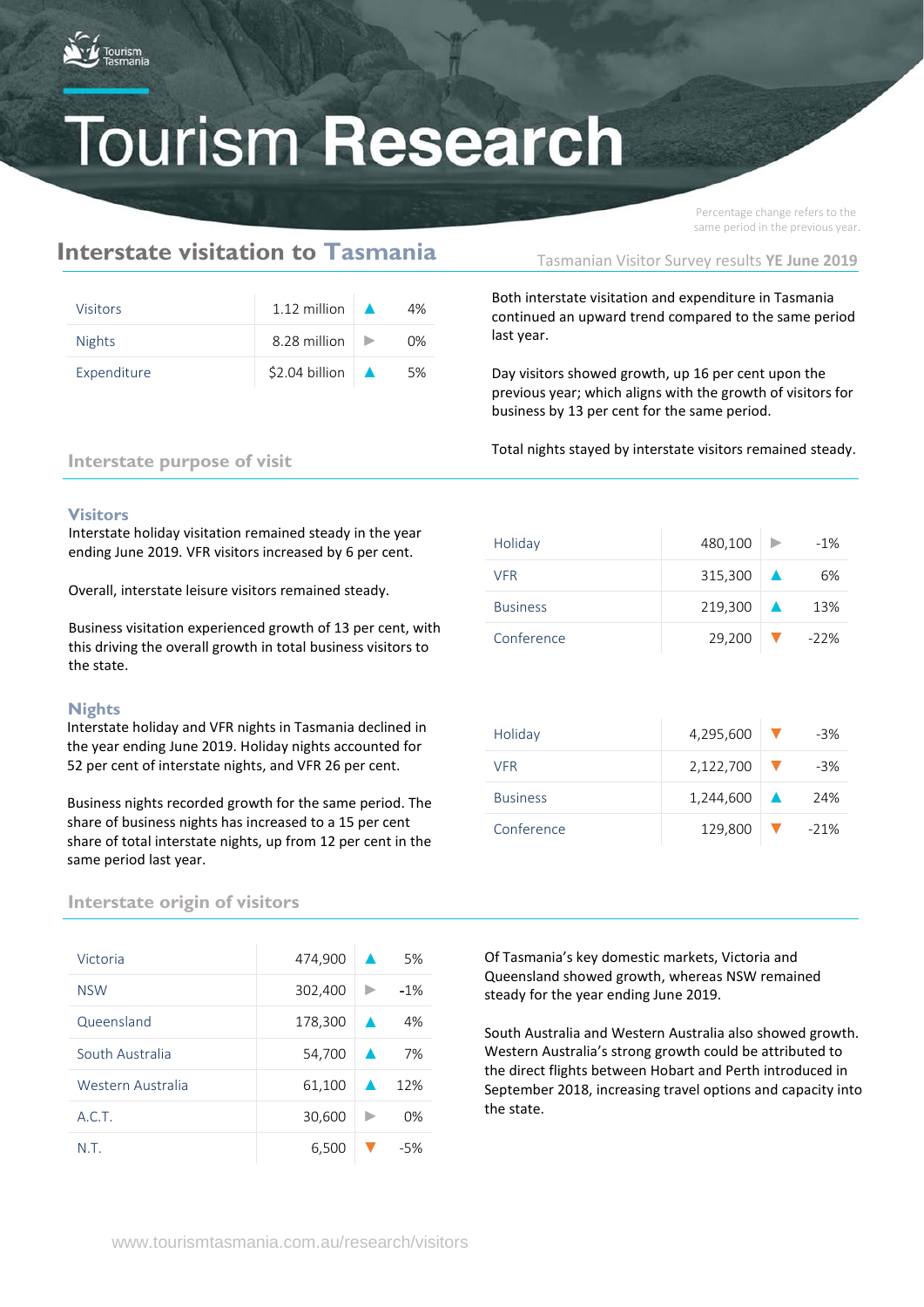# Tourism Research

Percentage change refers to the same period in the previous year.

## Interstate visitation to Tasmania

Tasmanian Visitor Survey results **YE June 2019**

| | | | |
|---|---|---|---|
| Visitors | 1.12 million | ▲ | 4% |
| Nights | 8.28 million | ► | 0% |
| Expenditure | $2.04 billion | ▲ | 5% |

Both interstate visitation and expenditure in Tasmania continued an upward trend compared to the same period last year.

Day visitors showed growth, up 16 per cent upon the previous year; which aligns with the growth of visitors for business by 13 per cent for the same period.

Total nights stayed by interstate visitors remained steady.

### Interstate purpose of visit

#### Visitors

Interstate holiday visitation remained steady in the year ending June 2019. VFR visitors increased by 6 per cent.

Overall, interstate leisure visitors remained steady.

Business visitation experienced growth of 13 per cent, with this driving the overall growth in total business visitors to the state.

| | | | |
|---|---|---|---|
| Holiday | 480,100 | ► | -1% |
| VFR | 315,300 | ▲ | 6% |
| Business | 219,300 | ▲ | 13% |
| Conference | 29,200 | ▼ | -22% |

#### Nights

Interstate holiday and VFR nights in Tasmania declined in the year ending June 2019. Holiday nights accounted for 52 per cent of interstate nights, and VFR 26 per cent.

Business nights recorded growth for the same period. The share of business nights has increased to a 15 per cent share of total interstate nights, up from 12 per cent in the same period last year.

| | | | |
|---|---|---|---|
| Holiday | 4,295,600 | ▼ | -3% |
| VFR | 2,122,700 | ▼ | -3% |
| Business | 1,244,600 | ▲ | 24% |
| Conference | 129,800 | ▼ | -21% |

### Interstate origin of visitors

| | | | |
|---|---|---|---|
| Victoria | 474,900 | ▲ | 5% |
| NSW | 302,400 | ► | -1% |
| Queensland | 178,300 | ▲ | 4% |
| South Australia | 54,700 | ▲ | 7% |
| Western Australia | 61,100 | ▲ | 12% |
| A.C.T. | 30,600 | ► | 0% |
| N.T. | 6,500 | ▼ | -5% |

Of Tasmania's key domestic markets, Victoria and Queensland showed growth, whereas NSW remained steady for the year ending June 2019.

South Australia and Western Australia also showed growth. Western Australia's strong growth could be attributed to the direct flights between Hobart and Perth introduced in September 2018, increasing travel options and capacity into the state.

www.tourismtasmania.com.au/research/visitors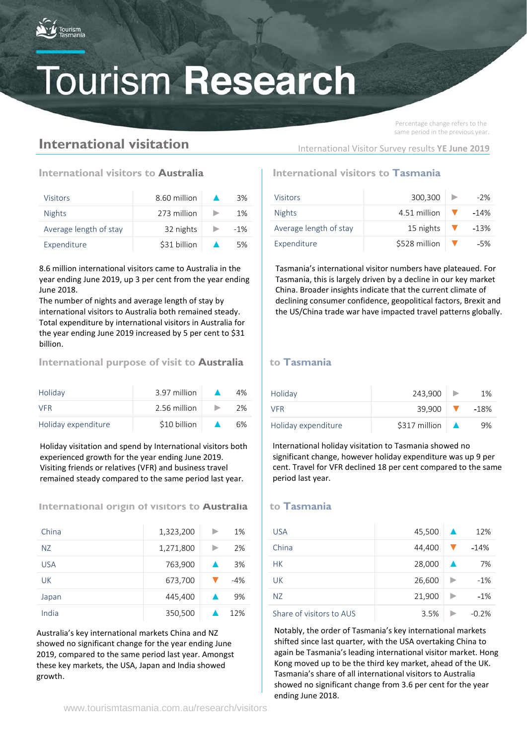# Tourism Research

Percentage change refers to the same period in the previous year.

## International visitation

International Visitor Survey results **YE June 2019**

### International visitors to **Australia**

| | | | |
|---|---|---|---|
| Visitors | 8.60 million | ▲ | 3% |
| Nights | 273 million | ► | 1% |
| Average length of stay | 32 nights | ► | -1% |
| Expenditure | $31 billion | ▲ | 5% |

8.6 million international visitors came to Australia in the year ending June 2019, up 3 per cent from the year ending June 2018.
The number of nights and average length of stay by international visitors to Australia both remained steady. Total expenditure by international visitors in Australia for the year ending June 2019 increased by 5 per cent to $31 billion.

### International visitors to **Tasmania**

| | | | |
|---|---|---|---|
| Visitors | 300,300 | ► | -2% |
| Nights | 4.51 million | ▼ | -14% |
| Average length of stay | 15 nights | ▼ | -13% |
| Expenditure | $528 million | ▼ | -5% |

Tasmania's international visitor numbers have plateaued. For Tasmania, this is largely driven by a decline in our key market China. Broader insights indicate that the current climate of declining consumer confidence, geopolitical factors, Brexit and the US/China trade war have impacted travel patterns globally.

### International purpose of visit to **Australia**

| | | | |
|---|---|---|---|
| Holiday | 3.97 million | ▲ | 4% |
| VFR | 2.56 million | ► | 2% |
| Holiday expenditure | $10 billion | ▲ | 6% |

Holiday visitation and spend by International visitors both experienced growth for the year ending June 2019. Visiting friends or relatives (VFR) and business travel remained steady compared to the same period last year.

### to **Tasmania**

| | | | |
|---|---|---|---|
| Holiday | 243,900 | ► | 1% |
| VFR | 39,900 | ▼ | -18% |
| Holiday expenditure | $317 million | ▲ | 9% |

International holiday visitation to Tasmania showed no significant change, however holiday expenditure was up 9 per cent. Travel for VFR declined 18 per cent compared to the same period last year.

### International origin of visitors to **Australia**

| | | | |
|---|---|---|---|
| China | 1,323,200 | ► | 1% |
| NZ | 1,271,800 | ► | 2% |
| USA | 763,900 | ▲ | 3% |
| UK | 673,700 | ▼ | -4% |
| Japan | 445,400 | ▲ | 9% |
| India | 350,500 | ▲ | 12% |

Australia's key international markets China and NZ showed no significant change for the year ending June 2019, compared to the same period last year. Amongst these key markets, the USA, Japan and India showed growth.

### to **Tasmania**

| | | | |
|---|---|---|---|
| USA | 45,500 | ▲ | 12% |
| China | 44,400 | ▼ | -14% |
| HK | 28,000 | ▲ | 7% |
| UK | 26,600 | ► | -1% |
| NZ | 21,900 | ► | -1% |
| Share of visitors to AUS | 3.5% | ► | -0.2% |

Notably, the order of Tasmania's key international markets shifted since last quarter, with the USA overtaking China to again be Tasmania's leading international visitor market. Hong Kong moved up to be the third key market, ahead of the UK. Tasmania's share of all international visitors to Australia showed no significant change from 3.6 per cent for the year ending June 2018.

www.tourismtasmania.com.au/research/visitors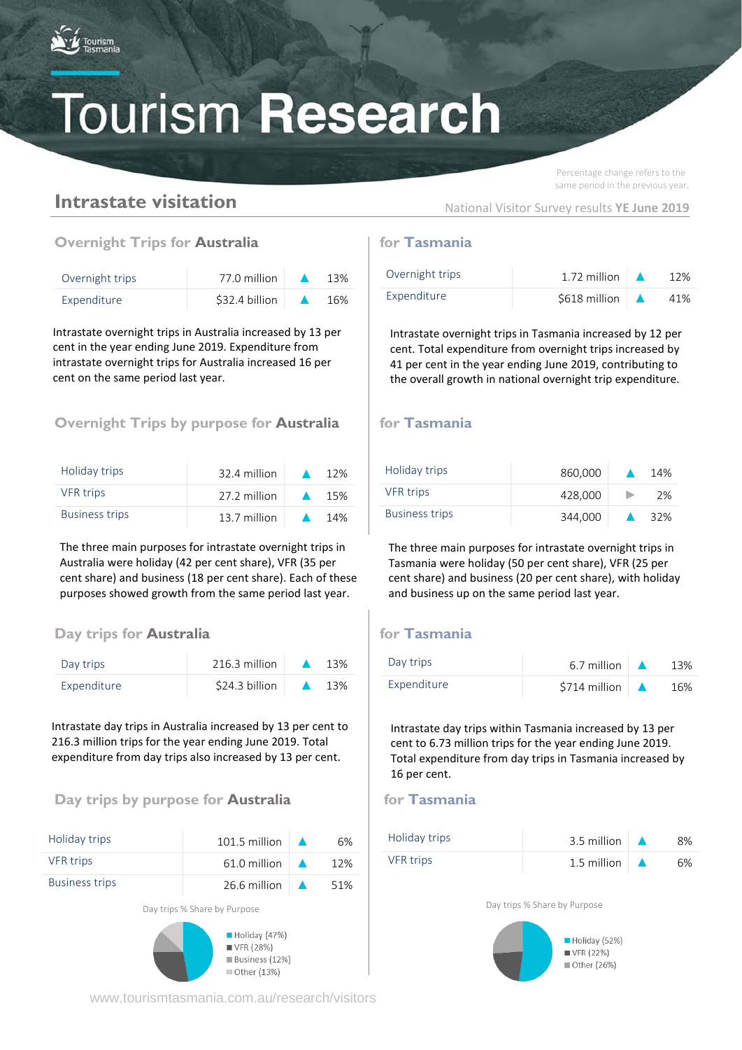# Tourism Research

## Intrastate visitation

Percentage change refers to the same period in the previous year.

National Visitor Survey results **YE June 2019**

### Overnight Trips for **Australia**

| | | | |
|---|---|---|---|
| Overnight trips | 77.0 million | ▲ | 13% |
| Expenditure | $32.4 billion | ▲ | 16% |

Intrastate overnight trips in Australia increased by 13 per cent in the year ending June 2019. Expenditure from intrastate overnight trips for Australia increased 16 per cent on the same period last year.

### Overnight Trips by purpose for **Australia**

| | | | |
|---|---|---|---|
| Holiday trips | 32.4 million | ▲ | 12% |
| VFR trips | 27.2 million | ▲ | 15% |
| Business trips | 13.7 million | ▲ | 14% |

The three main purposes for intrastate overnight trips in Australia were holiday (42 per cent share), VFR (35 per cent share) and business (18 per cent share). Each of these purposes showed growth from the same period last year.

### Day trips for **Australia**

| | | | |
|---|---|---|---|
| Day trips | 216.3 million | ▲ | 13% |
| Expenditure | $24.3 billion | ▲ | 13% |

Intrastate day trips in Australia increased by 13 per cent to 216.3 million trips for the year ending June 2019. Total expenditure from day trips also increased by 13 per cent.

### Day trips by purpose for **Australia**

| | | | |
|---|---|---|---|
| Holiday trips | 101.5 million | ▲ | 6% |
| VFR trips | 61.0 million | ▲ | 12% |
| Business trips | 26.6 million | ▲ | 51% |

Day trips % Share by Purpose

- Holiday (47%)
- VFR (28%)
- Business (12%)
- Other (13%)

### Overnight Trips for **Tasmania**

| | | | |
|---|---|---|---|
| Overnight trips | 1.72 million | ▲ | 12% |
| Expenditure | $618 million | ▲ | 41% |

Intrastate overnight trips in Tasmania increased by 12 per cent. Total expenditure from overnight trips increased by 41 per cent in the year ending June 2019, contributing to the overall growth in national overnight trip expenditure.

### Overnight Trips by purpose for **Tasmania**

| | | | |
|---|---|---|---|
| Holiday trips | 860,000 | ▲ | 14% |
| VFR trips | 428,000 | ▶ | 2% |
| Business trips | 344,000 | ▲ | 32% |

The three main purposes for intrastate overnight trips in Tasmania were holiday (50 per cent share), VFR (25 per cent share) and business (20 per cent share), with holiday and business up on the same period last year.

### Day trips for **Tasmania**

| | | | |
|---|---|---|---|
| Day trips | 6.7 million | ▲ | 13% |
| Expenditure | $714 million | ▲ | 16% |

Intrastate day trips within Tasmania increased by 13 per cent to 6.73 million trips for the year ending June 2019. Total expenditure from day trips in Tasmania increased by 16 per cent.

### Day trips by purpose for **Tasmania**

| | | | |
|---|---|---|---|
| Holiday trips | 3.5 million | ▲ | 8% |
| VFR trips | 1.5 million | ▲ | 6% |

Day trips % Share by Purpose

- Holiday (52%)
- VFR (22%)
- Other (26%)

www.tourismtasmania.com.au/research/visitors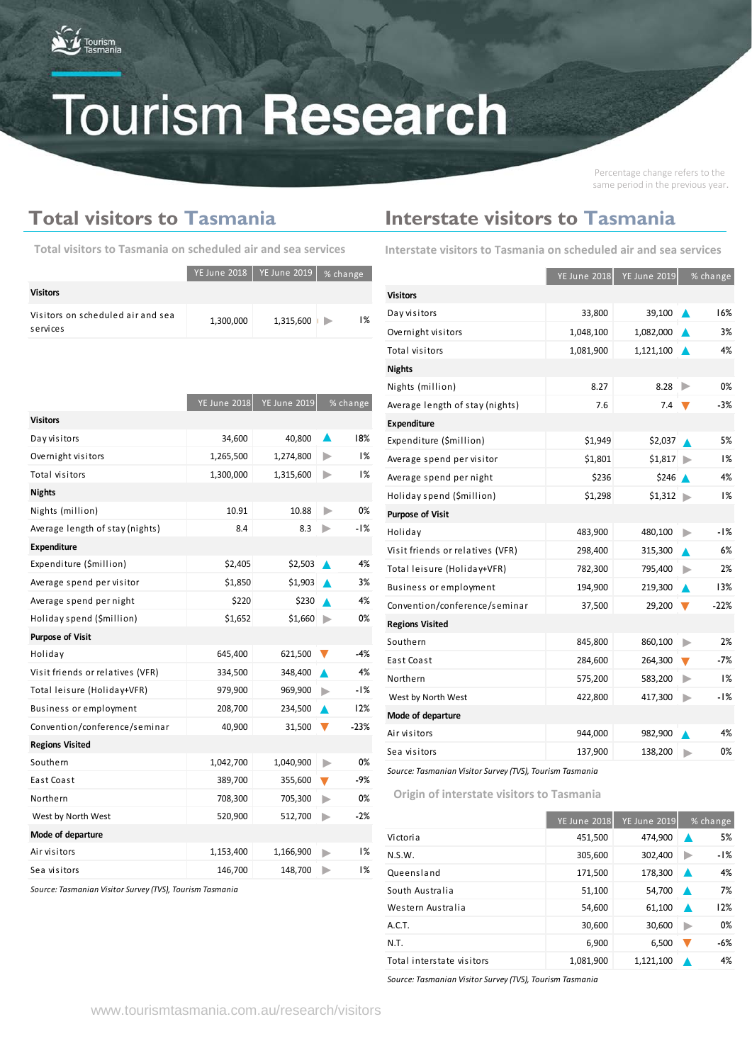# Tourism Research

Percentage change refers to the same period in the previous year.

## Total visitors to Tasmania

### Total visitors to Tasmania on scheduled air and sea services

| | YE June 2018 | YE June 2019 | % change |
|---|---|---|---|
| **Visitors** | | | |
| Visitors on scheduled air and sea services | 1,300,000 | 1,315,600 | 1% |

| | YE June 2018 | YE June 2019 | % change |
|---|---|---|---|
| **Visitors** | | | |
| Day visitors | 34,600 | 40,800 | 18% |
| Overnight visitors | 1,265,500 | 1,274,800 | 1% |
| Total visitors | 1,300,000 | 1,315,600 | 1% |
| **Nights** | | | |
| Nights (million) | 10.91 | 10.88 | 0% |
| Average length of stay (nights) | 8.4 | 8.3 | -1% |
| **Expenditure** | | | |
| Expenditure ($million) | $2,405 | $2,503 | 4% |
| Average spend per visitor | $1,850 | $1,903 | 3% |
| Average spend per night | $220 | $230 | 4% |
| Holiday spend ($million) | $1,652 | $1,660 | 0% |
| **Purpose of Visit** | | | |
| Holiday | 645,400 | 621,500 | -4% |
| Visit friends or relatives (VFR) | 334,500 | 348,400 | 4% |
| Total leisure (Holiday+VFR) | 979,900 | 969,900 | -1% |
| Business or employment | 208,700 | 234,500 | 12% |
| Convention/conference/seminar | 40,900 | 31,500 | -23% |
| **Regions Visited** | | | |
| Southern | 1,042,700 | 1,040,900 | 0% |
| East Coast | 389,700 | 355,600 | -9% |
| Northern | 708,300 | 705,300 | 0% |
| West by North West | 520,900 | 512,700 | -2% |
| **Mode of departure** | | | |
| Air visitors | 1,153,400 | 1,166,900 | 1% |
| Sea visitors | 146,700 | 148,700 | 1% |

*Source: Tasmanian Visitor Survey (TVS), Tourism Tasmania*

## Interstate visitors to Tasmania

### Interstate visitors to Tasmania on scheduled air and sea services

| | YE June 2018 | YE June 2019 | % change |
|---|---|---|---|
| **Visitors** | | | |
| Day visitors | 33,800 | 39,100 | 16% |
| Overnight visitors | 1,048,100 | 1,082,000 | 3% |
| Total visitors | 1,081,900 | 1,121,100 | 4% |
| **Nights** | | | |
| Nights (million) | 8.27 | 8.28 | 0% |
| Average length of stay (nights) | 7.6 | 7.4 | -3% |
| **Expenditure** | | | |
| Expenditure ($million) | $1,949 | $2,037 | 5% |
| Average spend per visitor | $1,801 | $1,817 | 1% |
| Average spend per night | $236 | $246 | 4% |
| Holiday spend ($million) | $1,298 | $1,312 | 1% |
| **Purpose of Visit** | | | |
| Holiday | 483,900 | 480,100 | -1% |
| Visit friends or relatives (VFR) | 298,400 | 315,300 | 6% |
| Total leisure (Holiday+VFR) | 782,300 | 795,400 | 2% |
| Business or employment | 194,900 | 219,300 | 13% |
| Convention/conference/seminar | 37,500 | 29,200 | -22% |
| **Regions Visited** | | | |
| Southern | 845,800 | 860,100 | 2% |
| East Coast | 284,600 | 264,300 | -7% |
| Northern | 575,200 | 583,200 | 1% |
| West by North West | 422,800 | 417,300 | -1% |
| **Mode of departure** | | | |
| Air visitors | 944,000 | 982,900 | 4% |
| Sea visitors | 137,900 | 138,200 | 0% |

*Source: Tasmanian Visitor Survey (TVS), Tourism Tasmania*

### Origin of interstate visitors to Tasmania

| | YE June 2018 | YE June 2019 | % change |
|---|---|---|---|
| Victoria | 451,500 | 474,900 | 5% |
| N.S.W. | 305,600 | 302,400 | -1% |
| Queensland | 171,500 | 178,300 | 4% |
| South Australia | 51,100 | 54,700 | 7% |
| Western Australia | 54,600 | 61,100 | 12% |
| A.C.T. | 30,600 | 30,600 | 0% |
| N.T. | 6,900 | 6,500 | -6% |
| Total interstate visitors | 1,081,900 | 1,121,100 | 4% |

*Source: Tasmanian Visitor Survey (TVS), Tourism Tasmania*

www.tourismtasmania.com.au/research/visitors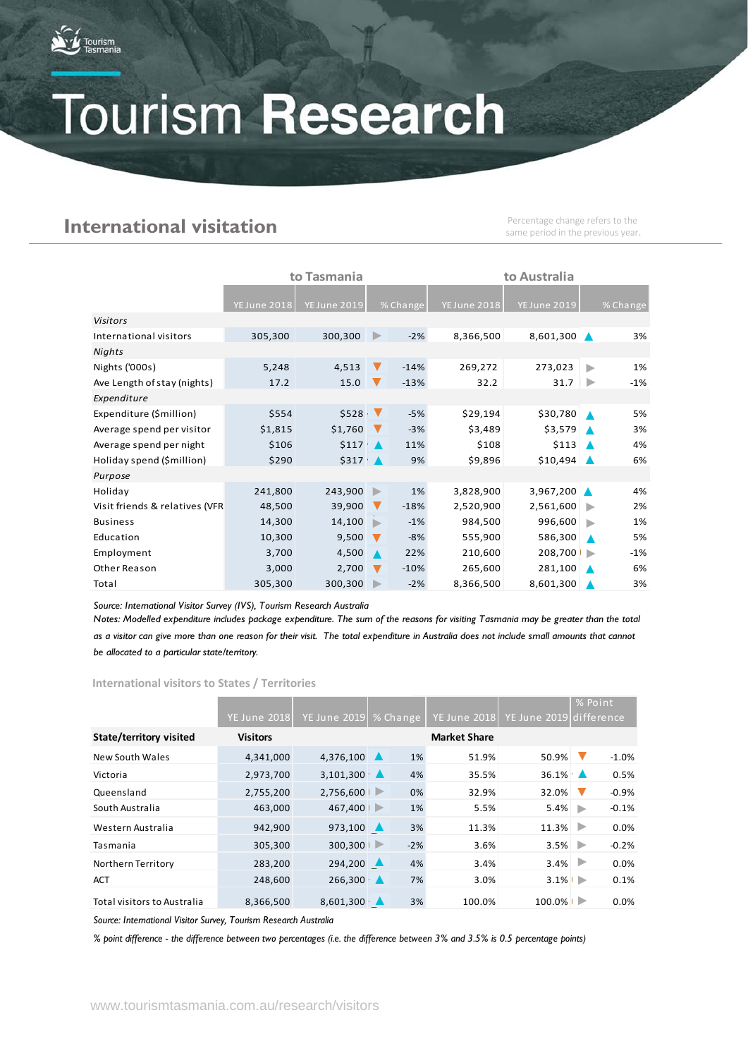# Tourism Research

## International visitation

Percentage change refers to the same period in the previous year.

| | to Tasmania | | | to Australia | | |
|---|---|---|---|---|---|---|
| | YE June 2018 | YE June 2019 | % Change | YE June 2018 | YE June 2019 | % Change |
| *Visitors* | | | | | | |
| International visitors | 305,300 | 300,300 | -2% | 8,366,500 | 8,601,300 | 3% |
| *Nights* | | | | | | |
| Nights ('000s) | 5,248 | 4,513 | -14% | 269,272 | 273,023 | 1% |
| Ave Length of stay (nights) | 17.2 | 15.0 | -13% | 32.2 | 31.7 | -1% |
| *Expenditure* | | | | | | |
| Expenditure ($million) | $554 | $528 | -5% | $29,194 | $30,780 | 5% |
| Average spend per visitor | $1,815 | $1,760 | -3% | $3,489 | $3,579 | 3% |
| Average spend per night | $106 | $117 | 11% | $108 | $113 | 4% |
| Holiday spend ($million) | $290 | $317 | 9% | $9,896 | $10,494 | 6% |
| *Purpose* | | | | | | |
| Holiday | 241,800 | 243,900 | 1% | 3,828,900 | 3,967,200 | 4% |
| Visit friends & relatives (VFR | 48,500 | 39,900 | -18% | 2,520,900 | 2,561,600 | 2% |
| Business | 14,300 | 14,100 | -1% | 984,500 | 996,600 | 1% |
| Education | 10,300 | 9,500 | -8% | 555,900 | 586,300 | 5% |
| Employment | 3,700 | 4,500 | 22% | 210,600 | 208,700 | -1% |
| Other Reason | 3,000 | 2,700 | -10% | 265,600 | 281,100 | 6% |
| Total | 305,300 | 300,300 | -2% | 8,366,500 | 8,601,300 | 3% |

*Source: International Visitor Survey (IVS), Tourism Research Australia*

*Notes: Modelled expenditure includes package expenditure. The sum of the reasons for visiting Tasmania may be greater than the total as a visitor can give more than one reason for their visit. The total expenditure in Australia does not include small amounts that cannot be allocated to a particular state/territory.*

### International visitors to States / Territories

| | YE June 2018 | YE June 2019 | % Change | YE June 2018 | YE June 2019 | % Point difference |
|---|---|---|---|---|---|---|
| **State/territory visited** | **Visitors** | | | **Market Share** | | |
| New South Wales | 4,341,000 | 4,376,100 | 1% | 51.9% | 50.9% | -1.0% |
| Victoria | 2,973,700 | 3,101,300 | 4% | 35.5% | 36.1% | 0.5% |
| Queensland | 2,755,200 | 2,756,600 | 0% | 32.9% | 32.0% | -0.9% |
| South Australia | 463,000 | 467,400 | 1% | 5.5% | 5.4% | -0.1% |
| Western Australia | 942,900 | 973,100 | 3% | 11.3% | 11.3% | 0.0% |
| Tasmania | 305,300 | 300,300 | -2% | 3.6% | 3.5% | -0.2% |
| Northern Territory | 283,200 | 294,200 | 4% | 3.4% | 3.4% | 0.0% |
| ACT | 248,600 | 266,300 | 7% | 3.0% | 3.1% | 0.1% |
| Total visitors to Australia | 8,366,500 | 8,601,300 | 3% | 100.0% | 100.0% | 0.0% |

*Source: International Visitor Survey, Tourism Research Australia*

*% point difference - the difference between two percentages (i.e. the difference between 3% and 3.5% is 0.5 percentage points)*

www.tourismtasmania.com.au/research/visitors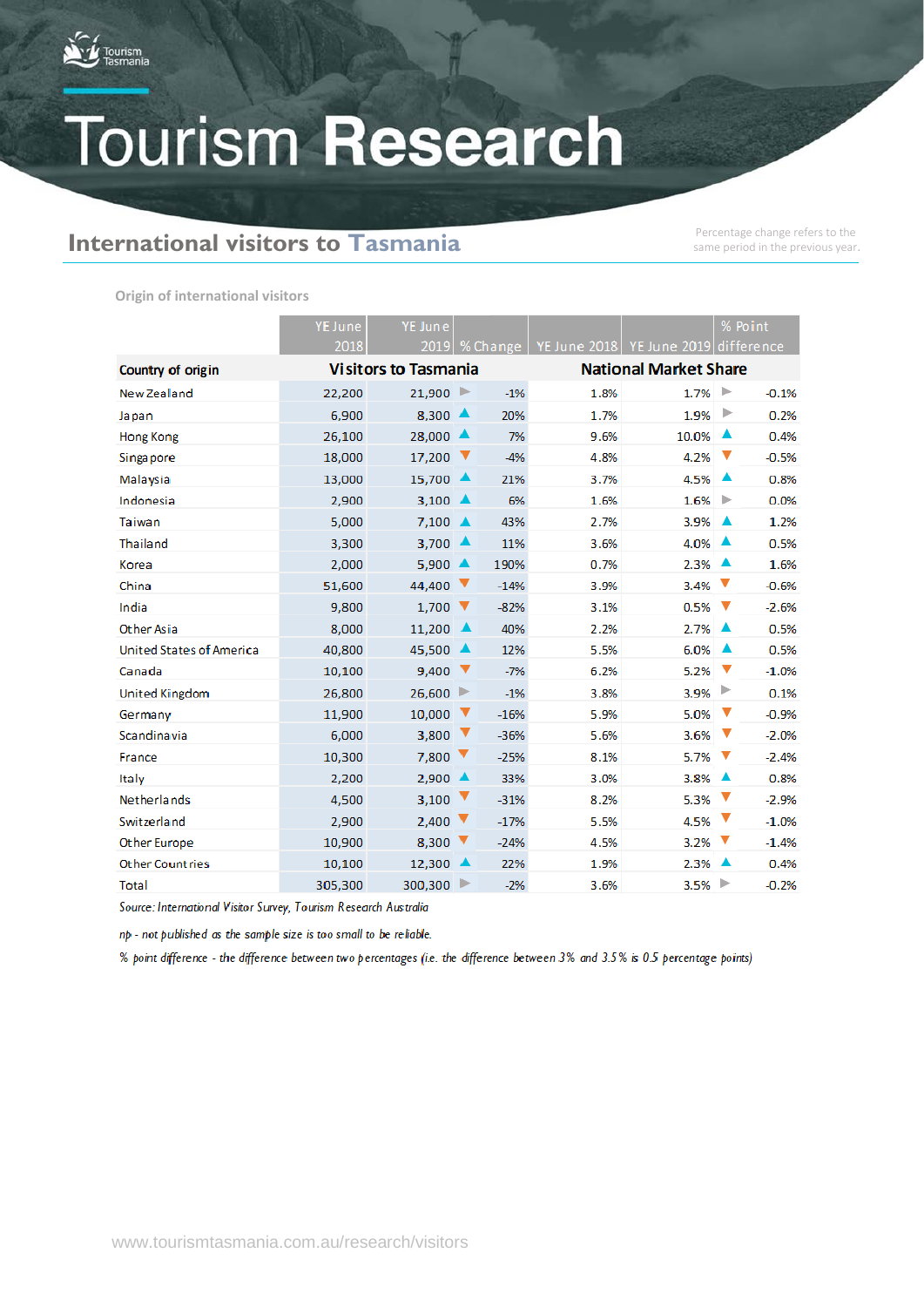# Tourism Research

## International visitors to Tasmania

Percentage change refers to the same period in the previous year.

### Origin of international visitors

| Country of origin | YE June 2018 | YE June 2019 | % Change | YE June 2018 | YE June 2019 | % Point difference |
|---|---|---|---|---|---|---|
| | Visitors to Tasmania | | | National Market Share | | |
| New Zealand | 22,200 | 21,900 | -1% | 1.8% | 1.7% | -0.1% |
| Japan | 6,900 | 8,300 | 20% | 1.7% | 1.9% | 0.2% |
| Hong Kong | 26,100 | 28,000 | 7% | 9.6% | 10.0% | 0.4% |
| Singapore | 18,000 | 17,200 | -4% | 4.8% | 4.2% | -0.5% |
| Malaysia | 13,000 | 15,700 | 21% | 3.7% | 4.5% | 0.8% |
| Indonesia | 2,900 | 3,100 | 6% | 1.6% | 1.6% | 0.0% |
| Taiwan | 5,000 | 7,100 | 43% | 2.7% | 3.9% | 1.2% |
| Thailand | 3,300 | 3,700 | 11% | 3.6% | 4.0% | 0.5% |
| Korea | 2,000 | 5,900 | 190% | 0.7% | 2.3% | 1.6% |
| China | 51,600 | 44,400 | -14% | 3.9% | 3.4% | -0.6% |
| India | 9,800 | 1,700 | -82% | 3.1% | 0.5% | -2.6% |
| Other Asia | 8,000 | 11,200 | 40% | 2.2% | 2.7% | 0.5% |
| United States of America | 40,800 | 45,500 | 12% | 5.5% | 6.0% | 0.5% |
| Canada | 10,100 | 9,400 | -7% | 6.2% | 5.2% | -1.0% |
| United Kingdom | 26,800 | 26,600 | -1% | 3.8% | 3.9% | 0.1% |
| Germany | 11,900 | 10,000 | -16% | 5.9% | 5.0% | -0.9% |
| Scandinavia | 6,000 | 3,800 | -36% | 5.6% | 3.6% | -2.0% |
| France | 10,300 | 7,800 | -25% | 8.1% | 5.7% | -2.4% |
| Italy | 2,200 | 2,900 | 33% | 3.0% | 3.8% | 0.8% |
| Netherlands | 4,500 | 3,100 | -31% | 8.2% | 5.3% | -2.9% |
| Switzerland | 2,900 | 2,400 | -17% | 5.5% | 4.5% | -1.0% |
| Other Europe | 10,900 | 8,300 | -24% | 4.5% | 3.2% | -1.4% |
| Other Countries | 10,100 | 12,300 | 22% | 1.9% | 2.3% | 0.4% |
| Total | 305,300 | 300,300 | -2% | 3.6% | 3.5% | -0.2% |

*Source: International Visitor Survey, Tourism Research Australia*

*np - not published as the sample size is too small to be reliable.*

*% point difference - the difference between two percentages (i.e. the difference between 3% and 3.5% is 0.5 percentage points)*

www.tourismtasmania.com.au/research/visitors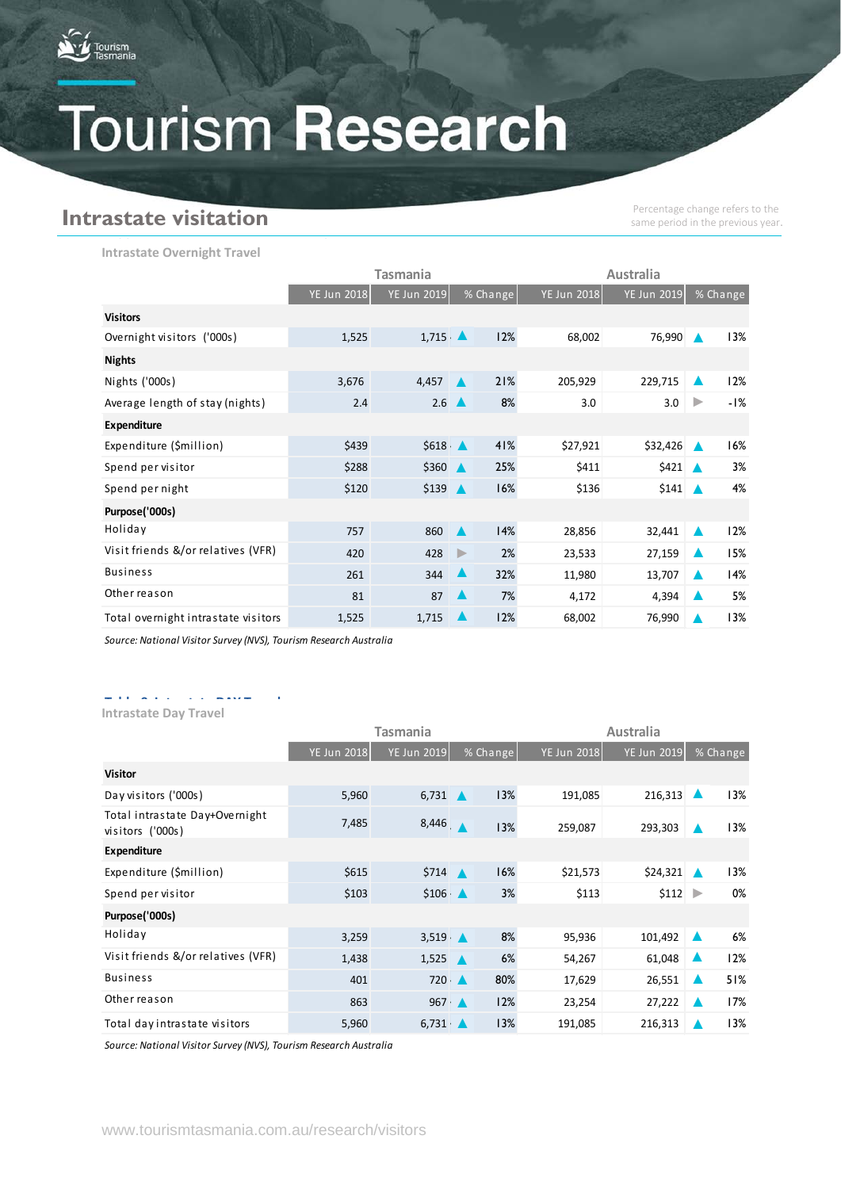# Tourism Research

## Intrastate visitation

Percentage change refers to the same period in the previous year.

### Intrastate Overnight Travel

| | Tasmania | | | Australia | | |
|---|---|---|---|---|---|---|
| | YE Jun 2018 | YE Jun 2019 | % Change | YE Jun 2018 | YE Jun 2019 | % Change |
| **Visitors** | | | | | | |
| Overnight visitors ('000s) | 1,525 | 1,715 | ▲ 12% | 68,002 | 76,990 | ▲ 13% |
| **Nights** | | | | | | |
| Nights ('000s) | 3,676 | 4,457 | ▲ 21% | 205,929 | 229,715 | ▲ 12% |
| Average length of stay (nights) | 2.4 | 2.6 | ▲ 8% | 3.0 | 3.0 | ▶ -1% |
| **Expenditure** | | | | | | |
| Expenditure ($million) | $439 | $618 | ▲ 41% | $27,921 | $32,426 | ▲ 16% |
| Spend per visitor | $288 | $360 | ▲ 25% | $411 | $421 | ▲ 3% |
| Spend per night | $120 | $139 | ▲ 16% | $136 | $141 | ▲ 4% |
| **Purpose('000s)** | | | | | | |
| Holiday | 757 | 860 | ▲ 14% | 28,856 | 32,441 | ▲ 12% |
| Visit friends &/or relatives (VFR) | 420 | 428 | ▶ 2% | 23,533 | 27,159 | ▲ 15% |
| Business | 261 | 344 | ▲ 32% | 11,980 | 13,707 | ▲ 14% |
| Other reason | 81 | 87 | ▲ 7% | 4,172 | 4,394 | ▲ 5% |
| Total overnight intrastate visitors | 1,525 | 1,715 | ▲ 12% | 68,002 | 76,990 | ▲ 13% |

*Source: National Visitor Survey (NVS), Tourism Research Australia*

### Intrastate Day Travel

| | Tasmania | | | Australia | | |
|---|---|---|---|---|---|---|
| | YE Jun 2018 | YE Jun 2019 | % Change | YE Jun 2018 | YE Jun 2019 | % Change |
| **Visitor** | | | | | | |
| Day visitors ('000s) | 5,960 | 6,731 | ▲ 13% | 191,085 | 216,313 | ▲ 13% |
| Total intrastate Day+Overnight visitors ('000s) | 7,485 | 8,446 | ▲ 13% | 259,087 | 293,303 | ▲ 13% |
| **Expenditure** | | | | | | |
| Expenditure ($million) | $615 | $714 | ▲ 16% | $21,573 | $24,321 | ▲ 13% |
| Spend per visitor | $103 | $106 | ▲ 3% | $113 | $112 | ▶ 0% |
| **Purpose('000s)** | | | | | | |
| Holiday | 3,259 | 3,519 | ▲ 8% | 95,936 | 101,492 | ▲ 6% |
| Visit friends &/or relatives (VFR) | 1,438 | 1,525 | ▲ 6% | 54,267 | 61,048 | ▲ 12% |
| Business | 401 | 720 | ▲ 80% | 17,629 | 26,551 | ▲ 51% |
| Other reason | 863 | 967 | ▲ 12% | 23,254 | 27,222 | ▲ 17% |
| Total day intrastate visitors | 5,960 | 6,731 | ▲ 13% | 191,085 | 216,313 | ▲ 13% |

*Source: National Visitor Survey (NVS), Tourism Research Australia*

www.tourismtasmania.com.au/research/visitors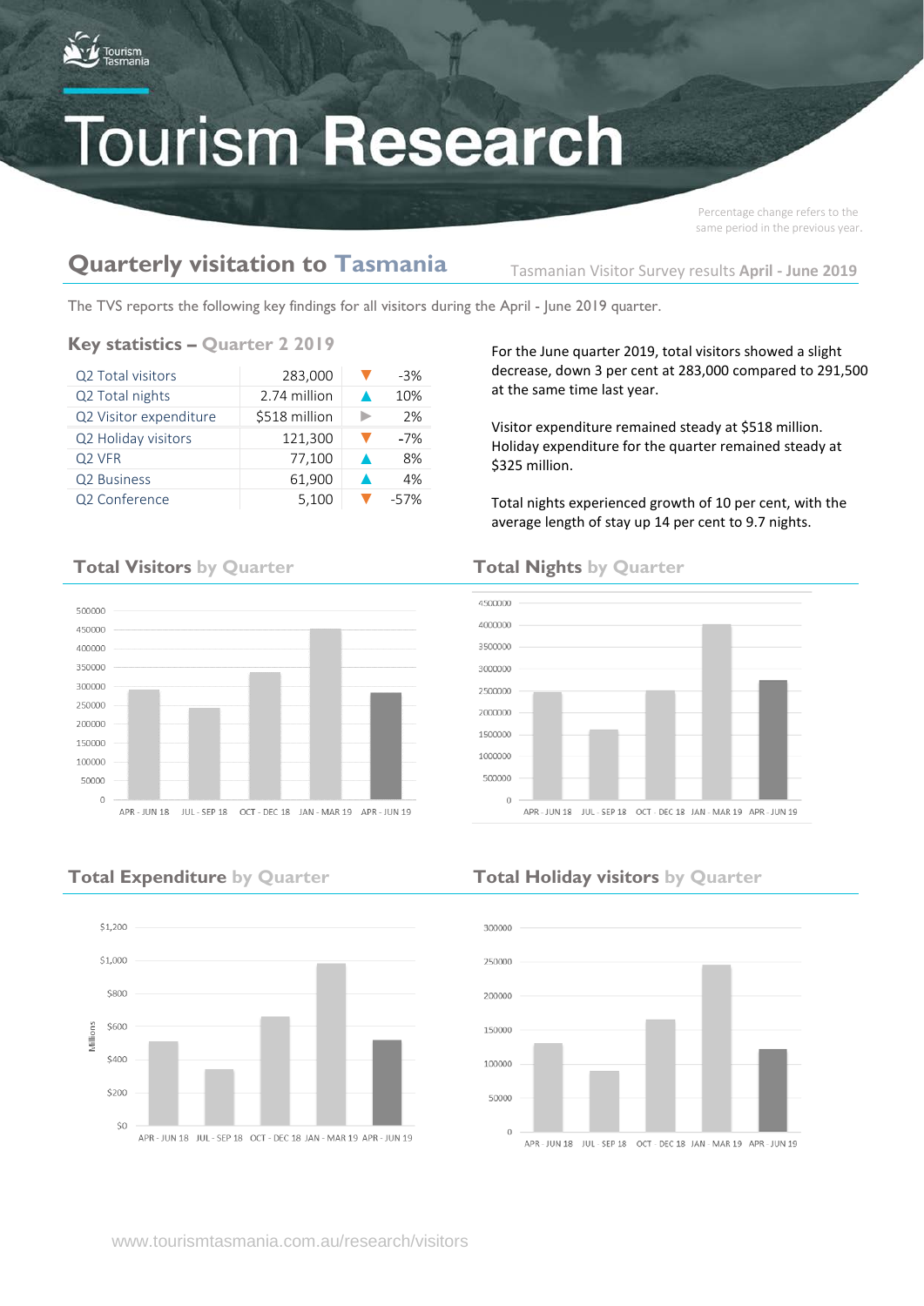Tourism Tasmania

# Tourism **Research**

Percentage change refers to the same period in the previous year.

## Quarterly visitation to Tasmania

Tasmanian Visitor Survey results **April - June 2019**

The TVS reports the following key findings for all visitors during the April - June 2019 quarter.

### Key statistics – Quarter 2 2019

| | | | |
|---|---|---|---|
| Q2 Total visitors | 283,000 | ▼ | -3% |
| Q2 Total nights | 2.74 million | ▲ | 10% |
| Q2 Visitor expenditure | $518 million | ▶ | 2% |
| Q2 Holiday visitors | 121,300 | ▼ | -7% |
| Q2 VFR | 77,100 | ▲ | 8% |
| Q2 Business | 61,900 | ▲ | 4% |
| Q2 Conference | 5,100 | ▼ | -57% |

For the June quarter 2019, total visitors showed a slight decrease, down 3 per cent at 283,000 compared to 291,500 at the same time last year.

Visitor expenditure remained steady at $518 million. Holiday expenditure for the quarter remained steady at $325 million.

Total nights experienced growth of 10 per cent, with the average length of stay up 14 per cent to 9.7 nights.

### Total Visitors by Quarter

### Total Nights by Quarter

### Total Expenditure by Quarter

### Total Holiday visitors by Quarter

www.tourismtasmania.com.au/research/visitors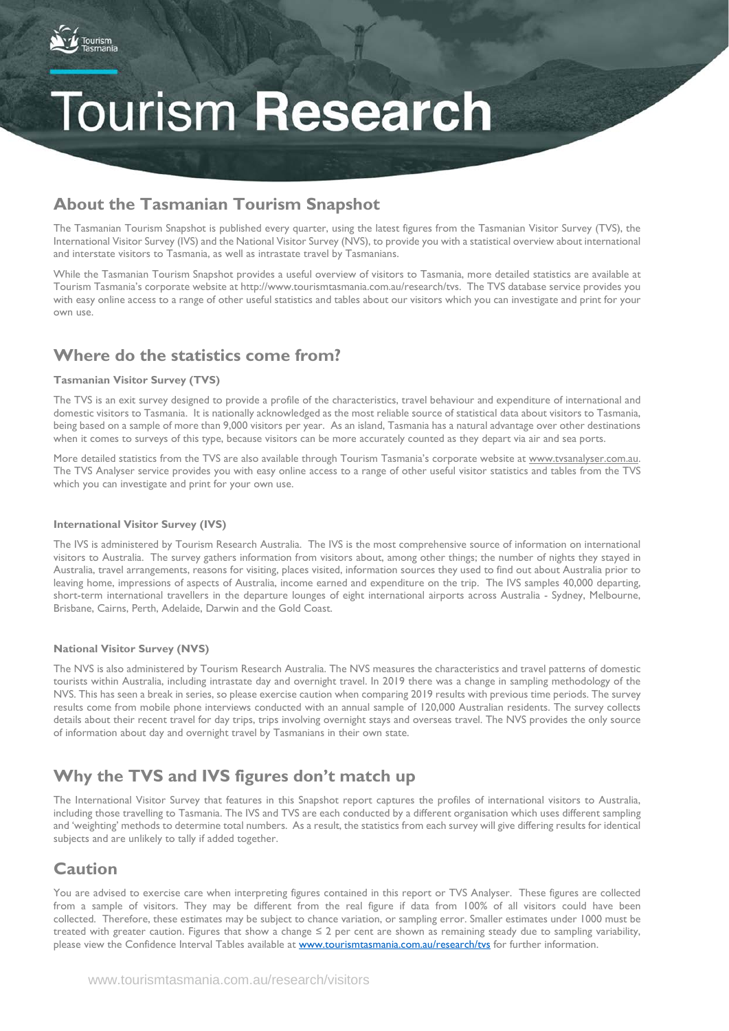# Tourism **Research**

## About the Tasmanian Tourism Snapshot

The Tasmanian Tourism Snapshot is published every quarter, using the latest figures from the Tasmanian Visitor Survey (TVS), the International Visitor Survey (IVS) and the National Visitor Survey (NVS), to provide you with a statistical overview about international and interstate visitors to Tasmania, as well as intrastate travel by Tasmanians.

While the Tasmanian Tourism Snapshot provides a useful overview of visitors to Tasmania, more detailed statistics are available at Tourism Tasmania's corporate website at http://www.tourismtasmania.com.au/research/tvs. The TVS database service provides you with easy online access to a range of other useful statistics and tables about our visitors which you can investigate and print for your own use.

## Where do the statistics come from?

### Tasmanian Visitor Survey (TVS)

The TVS is an exit survey designed to provide a profile of the characteristics, travel behaviour and expenditure of international and domestic visitors to Tasmania. It is nationally acknowledged as the most reliable source of statistical data about visitors to Tasmania, being based on a sample of more than 9,000 visitors per year. As an island, Tasmania has a natural advantage over other destinations when it comes to surveys of this type, because visitors can be more accurately counted as they depart via air and sea ports.

More detailed statistics from the TVS are also available through Tourism Tasmania's corporate website at www.tvsanalyser.com.au. The TVS Analyser service provides you with easy online access to a range of other useful visitor statistics and tables from the TVS which you can investigate and print for your own use.

### International Visitor Survey (IVS)

The IVS is administered by Tourism Research Australia. The IVS is the most comprehensive source of information on international visitors to Australia. The survey gathers information from visitors about, among other things; the number of nights they stayed in Australia, travel arrangements, reasons for visiting, places visited, information sources they used to find out about Australia prior to leaving home, impressions of aspects of Australia, income earned and expenditure on the trip. The IVS samples 40,000 departing, short-term international travellers in the departure lounges of eight international airports across Australia - Sydney, Melbourne, Brisbane, Cairns, Perth, Adelaide, Darwin and the Gold Coast.

### National Visitor Survey (NVS)

The NVS is also administered by Tourism Research Australia. The NVS measures the characteristics and travel patterns of domestic tourists within Australia, including intrastate day and overnight travel. In 2019 there was a change in sampling methodology of the NVS. This has seen a break in series, so please exercise caution when comparing 2019 results with previous time periods. The survey results come from mobile phone interviews conducted with an annual sample of 120,000 Australian residents. The survey collects details about their recent travel for day trips, trips involving overnight stays and overseas travel. The NVS provides the only source of information about day and overnight travel by Tasmanians in their own state.

## Why the TVS and IVS figures don't match up

The International Visitor Survey that features in this Snapshot report captures the profiles of international visitors to Australia, including those travelling to Tasmania. The IVS and TVS are each conducted by a different organisation which uses different sampling and 'weighting' methods to determine total numbers. As a result, the statistics from each survey will give differing results for identical subjects and are unlikely to tally if added together.

## Caution

You are advised to exercise care when interpreting figures contained in this report or TVS Analyser. These figures are collected from a sample of visitors. They may be different from the real figure if data from 100% of all visitors could have been collected. Therefore, these estimates may be subject to chance variation, or sampling error. Smaller estimates under 1000 must be treated with greater caution. Figures that show a change ≤ 2 per cent are shown as remaining steady due to sampling variability, please view the Confidence Interval Tables available at www.tourismtasmania.com.au/research/tvs for further information.